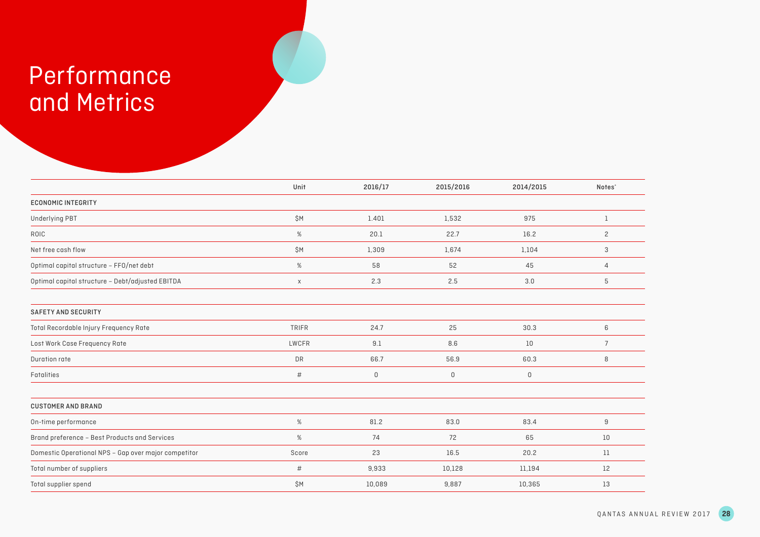# Performance and Metrics

| | Unit | 2016/17 | 2015/2016 | 2014/2015 | Notes* |
|---|---|---|---|---|---|
| **ECONOMIC INTEGRITY** | | | | | |
| Underlying PBT | $M | 1.401 | 1,532 | 975 | 1 |
| ROIC | % | 20.1 | 22.7 | 16.2 | 2 |
| Net free cash flow | $M | 1,309 | 1,674 | 1,104 | 3 |
| Optimal capital structure – FFO/net debt | % | 58 | 52 | 45 | 4 |
| Optimal capital structure – Debt/adjusted EBITDA | x | 2.3 | 2.5 | 3.0 | 5 |
| **SAFETY AND SECURITY** | | | | | |
| Total Recordable Injury Frequency Rate | TRIFR | 24.7 | 25 | 30.3 | 6 |
| Lost Work Case Frequency Rate | LWCFR | 9.1 | 8.6 | 10 | 7 |
| Duration rate | DR | 66.7 | 56.9 | 60.3 | 8 |
| Fatalities | # | 0 | 0 | 0 | |
| **CUSTOMER AND BRAND** | | | | | |
| On-time performance | % | 81.2 | 83.0 | 83.4 | 9 |
| Brand preference – Best Products and Services | % | 74 | 72 | 65 | 10 |
| Domestic Operational NPS – Gap over major competitor | Score | 23 | 16.5 | 20.2 | 11 |
| Total number of suppliers | # | 9,933 | 10,128 | 11,194 | 12 |
| Total supplier spend | $M | 10,089 | 9,887 | 10,365 | 13 |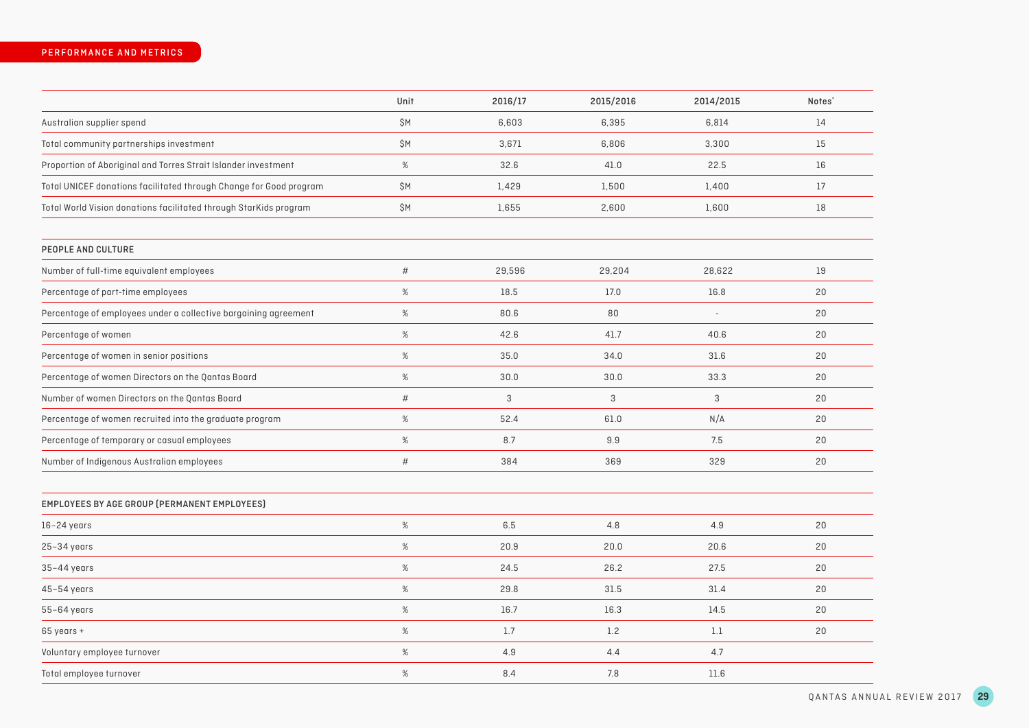## PERFORMANCE AND METRICS

| | Unit | 2016/17 | 2015/2016 | 2014/2015 | Notes* |
|---|---|---|---|---|---|
| Australian supplier spend | $M | 6,603 | 6,395 | 6,814 | 14 |
| Total community partnerships investment | $M | 3,671 | 6,806 | 3,300 | 15 |
| Proportion of Aboriginal and Torres Strait Islander investment | % | 32.6 | 41.0 | 22.5 | 16 |
| Total UNICEF donations facilitated through Change for Good program | $M | 1,429 | 1,500 | 1,400 | 17 |
| Total World Vision donations facilitated through StarKids program | $M | 1,655 | 2,600 | 1,600 | 18 |

| PEOPLE AND CULTURE | | | | | |
|---|---|---|---|---|---|
| Number of full-time equivalent employees | # | 29,596 | 29,204 | 28,622 | 19 |
| Percentage of part-time employees | % | 18.5 | 17.0 | 16.8 | 20 |
| Percentage of employees under a collective bargaining agreement | % | 80.6 | 80 | - | 20 |
| Percentage of women | % | 42.6 | 41.7 | 40.6 | 20 |
| Percentage of women in senior positions | % | 35.0 | 34.0 | 31.6 | 20 |
| Percentage of women Directors on the Qantas Board | % | 30.0 | 30.0 | 33.3 | 20 |
| Number of women Directors on the Qantas Board | # | 3 | 3 | 3 | 20 |
| Percentage of women recruited into the graduate program | % | 52.4 | 61.0 | N/A | 20 |
| Percentage of temporary or casual employees | % | 8.7 | 9.9 | 7.5 | 20 |
| Number of Indigenous Australian employees | # | 384 | 369 | 329 | 20 |

| EMPLOYEES BY AGE GROUP (PERMANENT EMPLOYEES) | | | | | |
|---|---|---|---|---|---|
| 16–24 years | % | 6.5 | 4.8 | 4.9 | 20 |
| 25–34 years | % | 20.9 | 20.0 | 20.6 | 20 |
| 35–44 years | % | 24.5 | 26.2 | 27.5 | 20 |
| 45–54 years | % | 29.8 | 31.5 | 31.4 | 20 |
| 55–64 years | % | 16.7 | 16.3 | 14.5 | 20 |
| 65 years + | % | 1.7 | 1.2 | 1.1 | 20 |
| Voluntary employee turnover | % | 4.9 | 4.4 | 4.7 | |
| Total employee turnover | % | 8.4 | 7.8 | 11.6 | |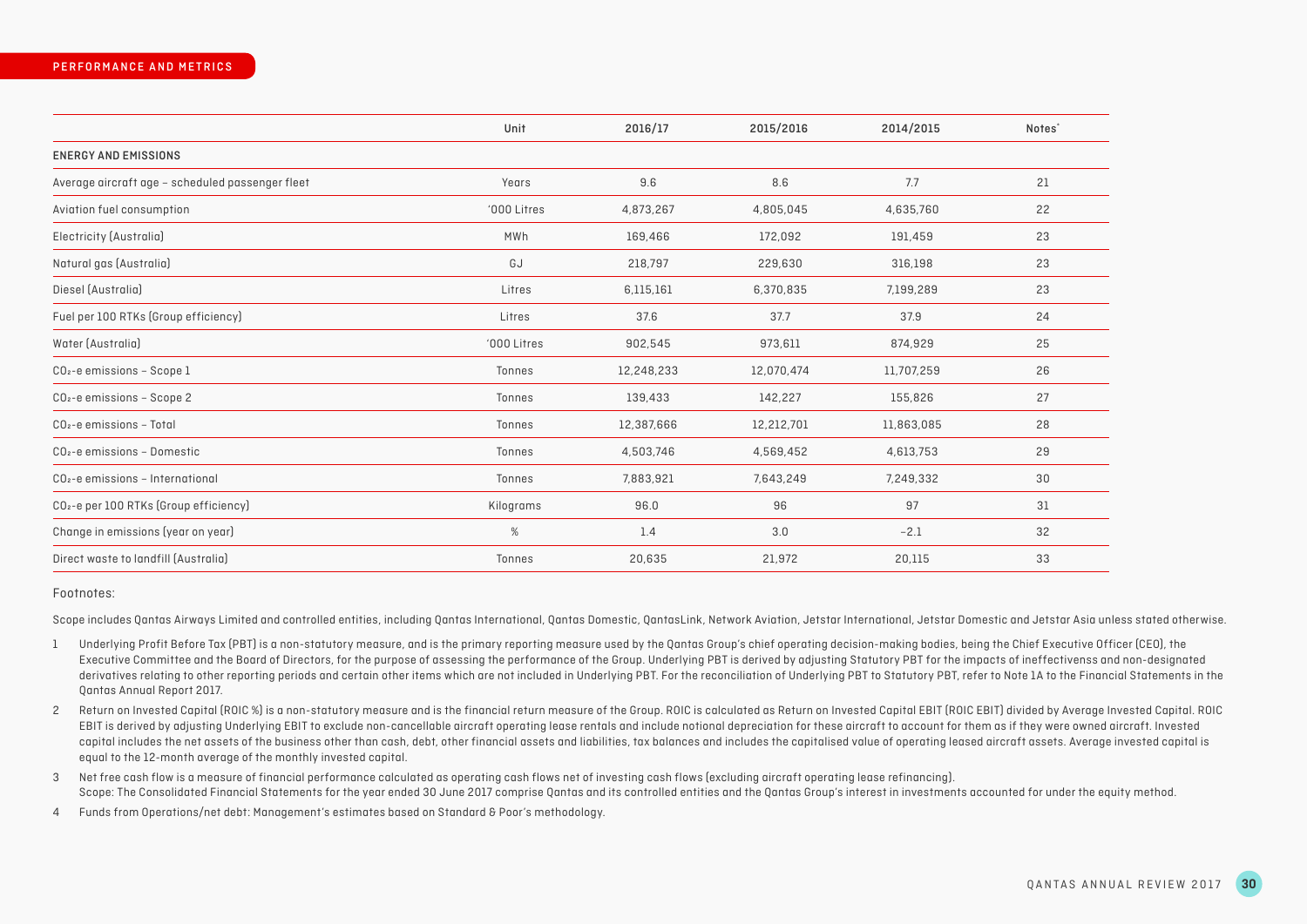## PERFORMANCE AND METRICS

| | Unit | 2016/17 | 2015/2016 | 2014/2015 | Notes* |
|---|---|---|---|---|---|
| **ENERGY AND EMISSIONS** | | | | | |
| Average aircraft age – scheduled passenger fleet | Years | 9.6 | 8.6 | 7.7 | 21 |
| Aviation fuel consumption | '000 Litres | 4,873,267 | 4,805,045 | 4,635,760 | 22 |
| Electricity (Australia) | MWh | 169,466 | 172,092 | 191,459 | 23 |
| Natural gas (Australia) | GJ | 218,797 | 229,630 | 316,198 | 23 |
| Diesel (Australia) | Litres | 6,115,161 | 6,370,835 | 7,199,289 | 23 |
| Fuel per 100 RTKs (Group efficiency) | Litres | 37.6 | 37.7 | 37.9 | 24 |
| Water (Australia) | '000 Litres | 902,545 | 973,611 | 874,929 | 25 |
| $CO_2$-e emissions – Scope 1 | Tonnes | 12,248,233 | 12,070,474 | 11,707,259 | 26 |
| $CO_2$-e emissions – Scope 2 | Tonnes | 139,433 | 142,227 | 155,826 | 27 |
| $CO_2$-e emissions – Total | Tonnes | 12,387,666 | 12,212,701 | 11,863,085 | 28 |
| $CO_2$-e emissions – Domestic | Tonnes | 4,503,746 | 4,569,452 | 4,613,753 | 29 |
| $CO_2$-e emissions – International | Tonnes | 7,883,921 | 7,643,249 | 7,249,332 | 30 |
| $CO_2$-e per 100 RTKs (Group efficiency) | Kilograms | 96.0 | 96 | 97 | 31 |
| Change in emissions (year on year) | % | 1.4 | 3.0 | –2.1 | 32 |
| Direct waste to landfill (Australia) | Tonnes | 20,635 | 21,972 | 20,115 | 33 |

Footnotes:

Scope includes Qantas Airways Limited and controlled entities, including Qantas International, Qantas Domestic, QantasLink, Network Aviation, Jetstar International, Jetstar Domestic and Jetstar Asia unless stated otherwise.

1. Underlying Profit Before Tax (PBT) is a non-statutory measure, and is the primary reporting measure used by the Qantas Group's chief operating decision-making bodies, being the Chief Executive Officer (CEO), the Executive Committee and the Board of Directors, for the purpose of assessing the performance of the Group. Underlying PBT is derived by adjusting Statutory PBT for the impacts of ineffectivenss and non-designated derivatives relating to other reporting periods and certain other items which are not included in Underlying PBT. For the reconciliation of Underlying PBT to Statutory PBT, refer to Note 1A to the Financial Statements in the Qantas Annual Report 2017.
2. Return on Invested Capital (ROIC %) is a non-statutory measure and is the financial return measure of the Group. ROIC is calculated as Return on Invested Capital EBIT (ROIC EBIT) divided by Average Invested Capital. ROIC EBIT is derived by adjusting Underlying EBIT to exclude non-cancellable aircraft operating lease rentals and include notional depreciation for these aircraft to account for them as if they were owned aircraft. Invested capital includes the net assets of the business other than cash, debt, other financial assets and liabilities, tax balances and includes the capitalised value of operating leased aircraft assets. Average invested capital is equal to the 12-month average of the monthly invested capital.
3. Net free cash flow is a measure of financial performance calculated as operating cash flows net of investing cash flows (excluding aircraft operating lease refinancing).
   Scope: The Consolidated Financial Statements for the year ended 30 June 2017 comprise Qantas and its controlled entities and the Qantas Group's interest in investments accounted for under the equity method.
4. Funds from Operations/net debt: Management's estimates based on Standard & Poor's methodology.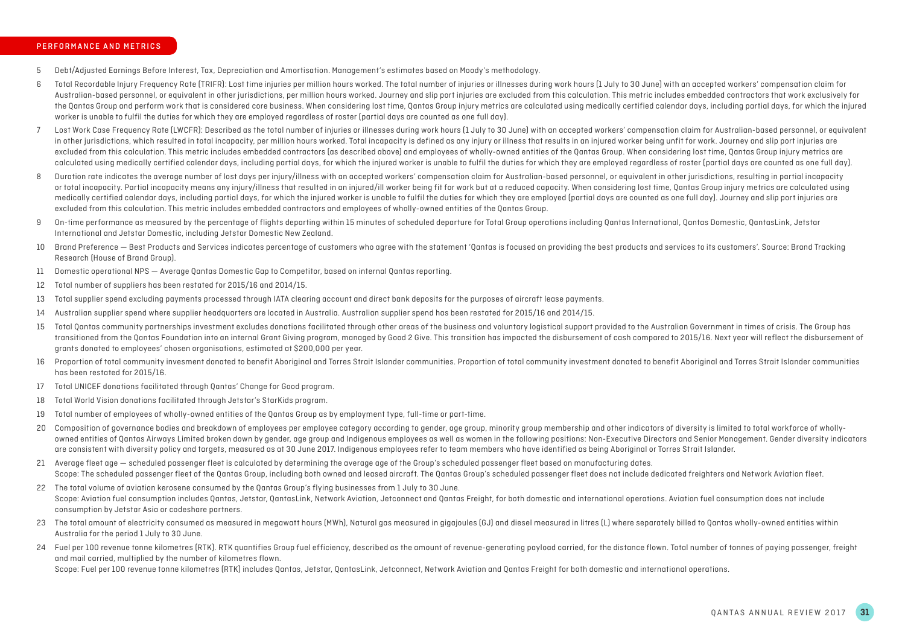5 Debt/Adjusted Earnings Before Interest, Tax, Depreciation and Amortisation. Management's estimates based on Moody's methodology.

6 Total Recordable Injury Frequency Rate (TRIFR): Lost time injuries per million hours worked. The total number of injuries or illnesses during work hours (1 July to 30 June) with an accepted workers' compensation claim for Australian-based personnel, or equivalent in other jurisdictions, per million hours worked. Journey and slip port injuries are excluded from this calculation. This metric includes embedded contractors that work exclusively for the Qantas Group and perform work that is considered core business. When considering lost time, Qantas Group injury metrics are calculated using medically certified calendar days, including partial days, for which the injured worker is unable to fulfil the duties for which they are employed regardless of roster (partial days are counted as one full day).

7 Lost Work Case Frequency Rate (LWCFR): Described as the total number of injuries or illnesses during work hours (1 July to 30 June) with an accepted workers' compensation claim for Australian-based personnel, or equivalent in other jurisdictions, which resulted in total incapacity, per million hours worked. Total incapacity is defined as any injury or illness that results in an injured worker being unfit for work. Journey and slip port injuries are excluded from this calculation. This metric includes embedded contractors (as described above) and employees of wholly-owned entities of the Qantas Group. When considering lost time, Qantas Group injury metrics are calculated using medically certified calendar days, including partial days, for which the injured worker is unable to fulfil the duties for which they are employed regardless of roster (partial days are counted as one full day).

8 Duration rate indicates the average number of lost days per injury/illness with an accepted workers' compensation claim for Australian-based personnel, or equivalent in other jurisdictions, resulting in partial incapacity or total incapacity. Partial incapacity means any injury/illness that resulted in an injured/ill worker being fit for work but at a reduced capacity. When considering lost time, Qantas Group injury metrics are calculated using medically certified calendar days, including partial days, for which the injured worker is unable to fulfil the duties for which they are employed (partial days are counted as one full day). Journey and slip port injuries are excluded from this calculation. This metric includes embedded contractors and employees of wholly-owned entities of the Qantas Group.

9 On-time performance as measured by the percentage of flights departing within 15 minutes of scheduled departure for Total Group operations including Qantas International, Qantas Domestic, QantasLink, Jetstar International and Jetstar Domestic, including Jetstar Domestic New Zealand.

10 Brand Preference — Best Products and Services indicates percentage of customers who agree with the statement 'Qantas is focused on providing the best products and services to its customers'. Source: Brand Tracking Research (House of Brand Group).

11 Domestic operational NPS — Average Qantas Domestic Gap to Competitor, based on internal Qantas reporting.

12 Total number of suppliers has been restated for 2015/16 and 2014/15.

13 Total supplier spend excluding payments processed through IATA clearing account and direct bank deposits for the purposes of aircraft lease payments.

14 Australian supplier spend where supplier headquarters are located in Australia. Australian supplier spend has been restated for 2015/16 and 2014/15.

15 Total Qantas community partnerships investment excludes donations facilitated through other areas of the business and voluntary logistical support provided to the Australian Government in times of crisis. The Group has transitioned from the Qantas Foundation into an internal Grant Giving program, managed by Good 2 Give. This transition has impacted the disbursement of cash compared to 2015/16. Next year will reflect the disbursement of grants donated to employees' chosen organisations, estimated at $200,000 per year.

16 Proportion of total community invesment donated to benefit Aboriginal and Torres Strait Islander communities. Proportion of total community investment donated to benefit Aboriginal and Torres Strait Islander communities has been restated for 2015/16.

17 Total UNICEF donations facilitated through Qantas' Change for Good program.

18 Total World Vision donations facilitated through Jetstar's StarKids program.

19 Total number of employees of wholly-owned entities of the Qantas Group as by employment type, full-time or part-time.

20 Composition of governance bodies and breakdown of employees per employee category according to gender, age group, minority group membership and other indicators of diversity is limited to total workforce of wholly-owned entities of Qantas Airways Limited broken down by gender, age group and Indigenous employees as well as women in the following positions: Non-Executive Directors and Senior Management. Gender diversity indicators are consistent with diversity policy and targets, measured as at 30 June 2017. Indigenous employees refer to team members who have identified as being Aboriginal or Torres Strait Islander.

21 Average fleet age — scheduled passenger fleet is calculated by determining the average age of the Group's scheduled passenger fleet based on manufacturing dates.
Scope: The scheduled passenger fleet of the Qantas Group, including both owned and leased aircraft. The Qantas Group's scheduled passenger fleet does not include dedicated freighters and Network Aviation fleet.

22 The total volume of aviation kerosene consumed by the Qantas Group's flying businesses from 1 July to 30 June.
Scope: Aviation fuel consumption includes Qantas, Jetstar, QantasLink, Network Aviation, Jetconnect and Qantas Freight, for both domestic and international operations. Aviation fuel consumption does not include consumption by Jetstar Asia or codeshare partners.

23 The total amount of electricity consumed as measured in megawatt hours (MWh), Natural gas measured in gigajoules (GJ) and diesel measured in litres (L) where separately billed to Qantas wholly-owned entities within Australia for the period 1 July to 30 June.

24 Fuel per 100 revenue tonne kilometres (RTK). RTK quantifies Group fuel efficiency, described as the amount of revenue-generating payload carried, for the distance flown. Total number of tonnes of paying passenger, freight and mail carried, multiplied by the number of kilometres flown.
Scope: Fuel per 100 revenue tonne kilometres (RTK) includes Qantas, Jetstar, QantasLink, Jetconnect, Network Aviation and Qantas Freight for both domestic and international operations.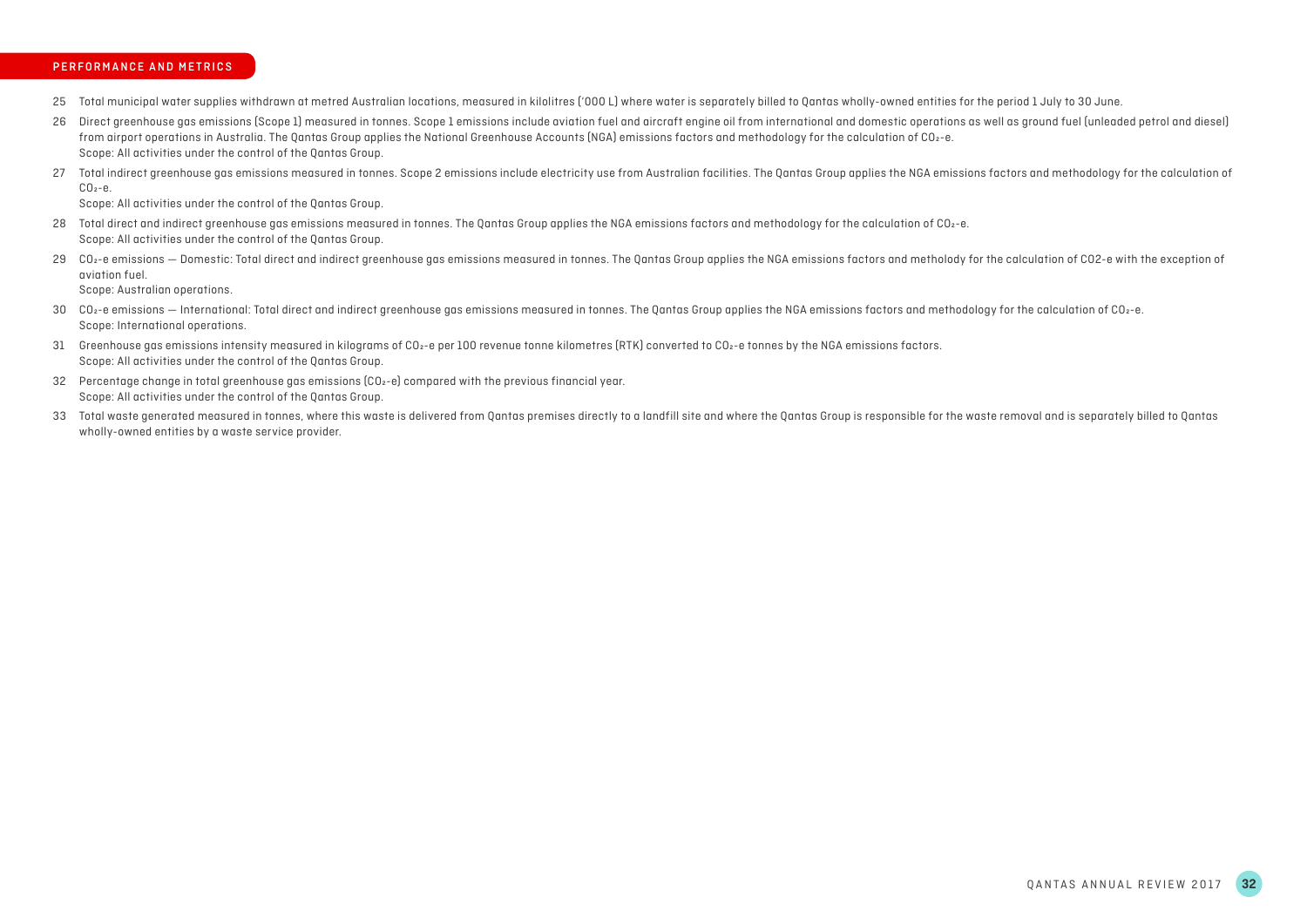**PERFORMANCE AND METRICS**

25 Total municipal water supplies withdrawn at metred Australian locations, measured in kilolitres ('000 L) where water is separately billed to Qantas wholly-owned entities for the period 1 July to 30 June.

26 Direct greenhouse gas emissions (Scope 1) measured in tonnes. Scope 1 emissions include aviation fuel and aircraft engine oil from international and domestic operations as well as ground fuel (unleaded petrol and diesel) from airport operations in Australia. The Qantas Group applies the National Greenhouse Accounts (NGA) emissions factors and methodology for the calculation of $CO_2$-e.
Scope: All activities under the control of the Qantas Group.

27 Total indirect greenhouse gas emissions measured in tonnes. Scope 2 emissions include electricity use from Australian facilities. The Qantas Group applies the NGA emissions factors and methodology for the calculation of $CO_2$-e.
Scope: All activities under the control of the Qantas Group.

28 Total direct and indirect greenhouse gas emissions measured in tonnes. The Qantas Group applies the NGA emissions factors and methodology for the calculation of $CO_2$-e.
Scope: All activities under the control of the Qantas Group.

29 $CO_2$-e emissions — Domestic: Total direct and indirect greenhouse gas emissions measured in tonnes. The Qantas Group applies the NGA emissions factors and metholody for the calculation of CO2-e with the exception of aviation fuel.
Scope: Australian operations.

30 $CO_2$-e emissions — International: Total direct and indirect greenhouse gas emissions measured in tonnes. The Qantas Group applies the NGA emissions factors and methodology for the calculation of $CO_2$-e.
Scope: International operations.

31 Greenhouse gas emissions intensity measured in kilograms of $CO_2$-e per 100 revenue tonne kilometres (RTK) converted to $CO_2$-e tonnes by the NGA emissions factors.
Scope: All activities under the control of the Qantas Group.

32 Percentage change in total greenhouse gas emissions ($CO_2$-e) compared with the previous financial year.
Scope: All activities under the control of the Qantas Group.

33 Total waste generated measured in tonnes, where this waste is delivered from Qantas premises directly to a landfill site and where the Qantas Group is responsible for the waste removal and is separately billed to Qantas wholly-owned entities by a waste service provider.